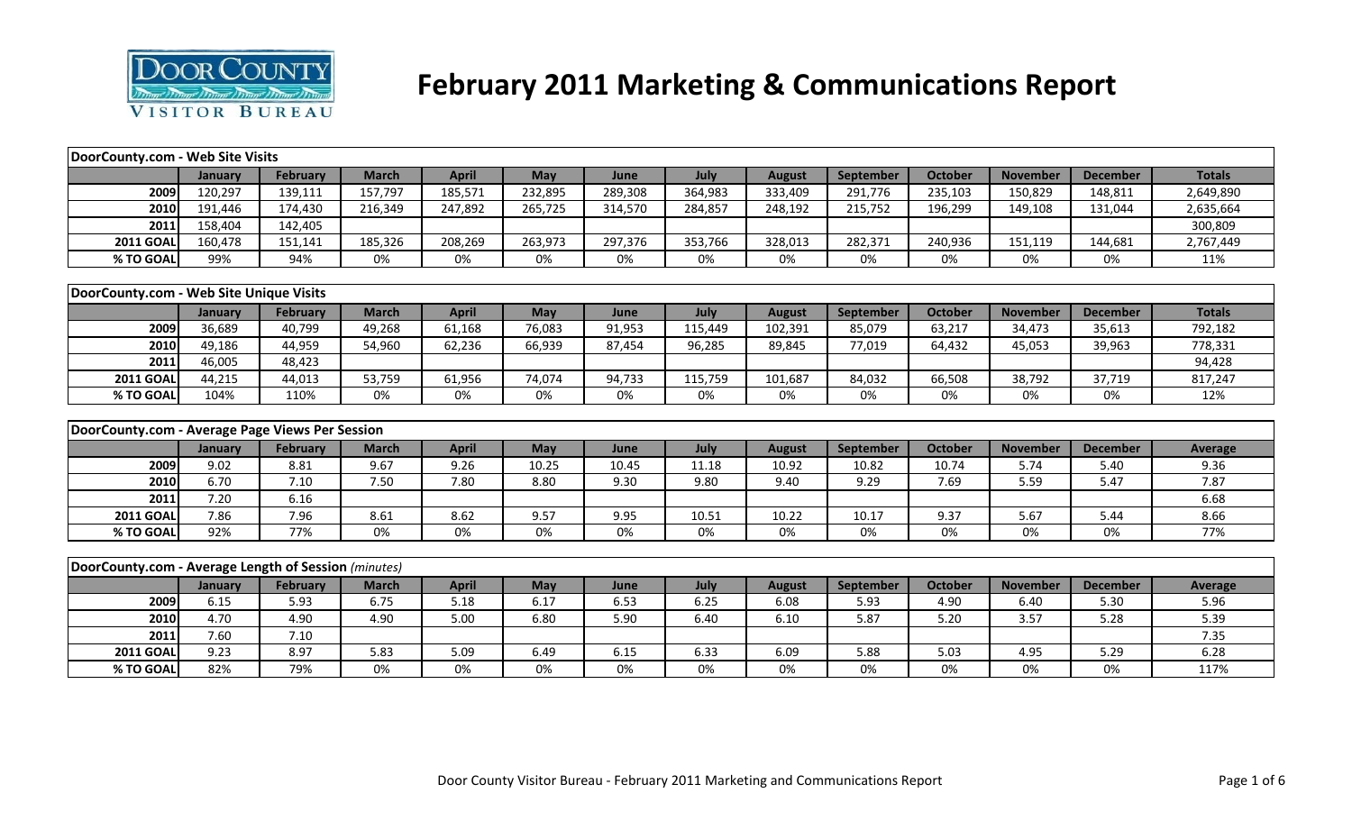# February 2011 Marketing & Communications Report

| DoorCounty.com - Web Site Visits | | | | | | | | | | | | | |
|---|---|---|---|---|---|---|---|---|---|---|---|---|---|
| | January | February | March | April | May | June | July | August | September | October | November | December | Totals |
| 2009 | 120,297 | 139,111 | 157,797 | 185,571 | 232,895 | 289,308 | 364,983 | 333,409 | 291,776 | 235,103 | 150,829 | 148,811 | 2,649,890 |
| 2010 | 191,446 | 174,430 | 216,349 | 247,892 | 265,725 | 314,570 | 284,857 | 248,192 | 215,752 | 196,299 | 149,108 | 131,044 | 2,635,664 |
| 2011 | 158,404 | 142,405 | | | | | | | | | | | 300,809 |
| 2011 GOAL | 160,478 | 151,141 | 185,326 | 208,269 | 263,973 | 297,376 | 353,766 | 328,013 | 282,371 | 240,936 | 151,119 | 144,681 | 2,767,449 |
| % TO GOAL | 99% | 94% | 0% | 0% | 0% | 0% | 0% | 0% | 0% | 0% | 0% | 0% | 11% |

| DoorCounty.com - Web Site Unique Visits | | | | | | | | | | | | | |
|---|---|---|---|---|---|---|---|---|---|---|---|---|---|
| | January | February | March | April | May | June | July | August | September | October | November | December | Totals |
| 2009 | 36,689 | 40,799 | 49,268 | 61,168 | 76,083 | 91,953 | 115,449 | 102,391 | 85,079 | 63,217 | 34,473 | 35,613 | 792,182 |
| 2010 | 49,186 | 44,959 | 54,960 | 62,236 | 66,939 | 87,454 | 96,285 | 89,845 | 77,019 | 64,432 | 45,053 | 39,963 | 778,331 |
| 2011 | 46,005 | 48,423 | | | | | | | | | | | 94,428 |
| 2011 GOAL | 44,215 | 44,013 | 53,759 | 61,956 | 74,074 | 94,733 | 115,759 | 101,687 | 84,032 | 66,508 | 38,792 | 37,719 | 817,247 |
| % TO GOAL | 104% | 110% | 0% | 0% | 0% | 0% | 0% | 0% | 0% | 0% | 0% | 0% | 12% |

| DoorCounty.com - Average Page Views Per Session | | | | | | | | | | | | | |
|---|---|---|---|---|---|---|---|---|---|---|---|---|---|
| | January | February | March | April | May | June | July | August | September | October | November | December | Average |
| 2009 | 9.02 | 8.81 | 9.67 | 9.26 | 10.25 | 10.45 | 11.18 | 10.92 | 10.82 | 10.74 | 5.74 | 5.40 | 9.36 |
| 2010 | 6.70 | 7.10 | 7.50 | 7.80 | 8.80 | 9.30 | 9.80 | 9.40 | 9.29 | 7.69 | 5.59 | 5.47 | 7.87 |
| 2011 | 7.20 | 6.16 | | | | | | | | | | | 6.68 |
| 2011 GOAL | 7.86 | 7.96 | 8.61 | 8.62 | 9.57 | 9.95 | 10.51 | 10.22 | 10.17 | 9.37 | 5.67 | 5.44 | 8.66 |
| % TO GOAL | 92% | 77% | 0% | 0% | 0% | 0% | 0% | 0% | 0% | 0% | 0% | 0% | 77% |

| DoorCounty.com - Average Length of Session *(minutes)* | | | | | | | | | | | | | |
|---|---|---|---|---|---|---|---|---|---|---|---|---|---|
| | January | February | March | April | May | June | July | August | September | October | November | December | Average |
| 2009 | 6.15 | 5.93 | 6.75 | 5.18 | 6.17 | 6.53 | 6.25 | 6.08 | 5.93 | 4.90 | 6.40 | 5.30 | 5.96 |
| 2010 | 4.70 | 4.90 | 4.90 | 5.00 | 6.80 | 5.90 | 6.40 | 6.10 | 5.87 | 5.20 | 3.57 | 5.28 | 5.39 |
| 2011 | 7.60 | 7.10 | | | | | | | | | | | 7.35 |
| 2011 GOAL | 9.23 | 8.97 | 5.83 | 5.09 | 6.49 | 6.15 | 6.33 | 6.09 | 5.88 | 5.03 | 4.95 | 5.29 | 6.28 |
| % TO GOAL | 82% | 79% | 0% | 0% | 0% | 0% | 0% | 0% | 0% | 0% | 0% | 0% | 117% |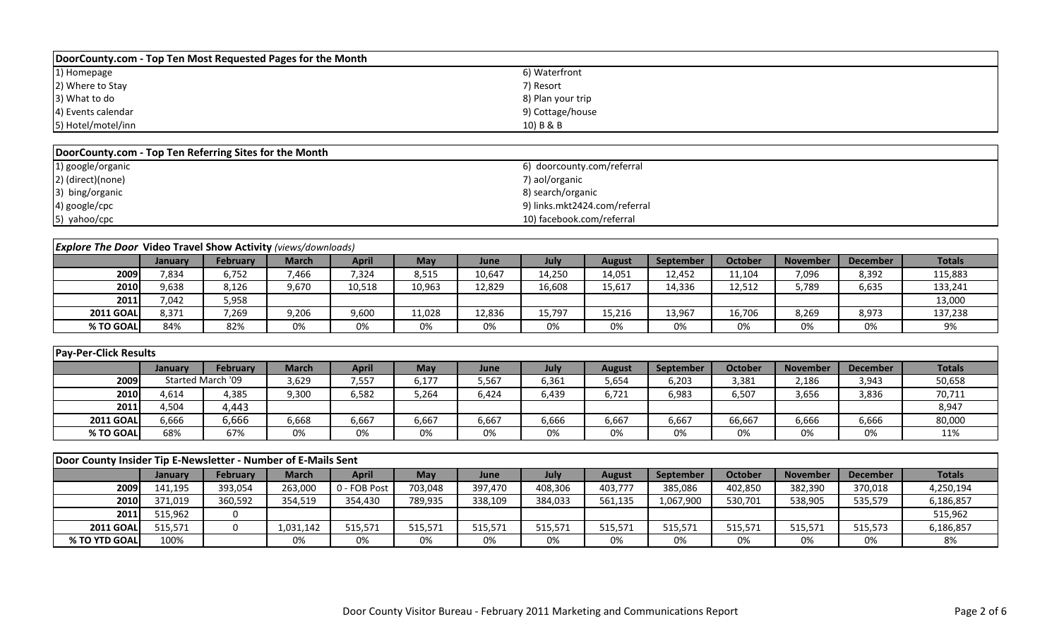| DoorCounty.com - Top Ten Most Requested Pages for the Month | |
|---|---|
| 1) Homepage | 6) Waterfront |
| 2) Where to Stay | 7) Resort |
| 3) What to do | 8) Plan your trip |
| 4) Events calendar | 9) Cottage/house |
| 5) Hotel/motel/inn | 10) B & B |

| DoorCounty.com - Top Ten Referring Sites for the Month | |
|---|---|
| 1) google/organic | 6) doorcounty.com/referral |
| 2) (direct)(none) | 7) aol/organic |
| 3) bing/organic | 8) search/organic |
| 4) google/cpc | 9) links.mkt2424.com/referral |
| 5) yahoo/cpc | 10) facebook.com/referral |

***Explore The Door* Video Travel Show Activity** *(views/downloads)*

| | January | February | March | April | May | June | July | August | September | October | November | December | Totals |
|---|---|---|---|---|---|---|---|---|---|---|---|---|---|
| 2009 | 7,834 | 6,752 | 7,466 | 7,324 | 8,515 | 10,647 | 14,250 | 14,051 | 12,452 | 11,104 | 7,096 | 8,392 | 115,883 |
| 2010 | 9,638 | 8,126 | 9,670 | 10,518 | 10,963 | 12,829 | 16,608 | 15,617 | 14,336 | 12,512 | 5,789 | 6,635 | 133,241 |
| 2011 | 7,042 | 5,958 | | | | | | | | | | | 13,000 |
| 2011 GOAL | 8,371 | 7,269 | 9,206 | 9,600 | 11,028 | 12,836 | 15,797 | 15,216 | 13,967 | 16,706 | 8,269 | 8,973 | 137,238 |
| % TO GOAL | 84% | 82% | 0% | 0% | 0% | 0% | 0% | 0% | 0% | 0% | 0% | 0% | 9% |

**Pay-Per-Click Results**

| | January | February | March | April | May | June | July | August | September | October | November | December | Totals |
|---|---|---|---|---|---|---|---|---|---|---|---|---|---|
| 2009 | Started March '09 | | 3,629 | 7,557 | 6,177 | 5,567 | 6,361 | 5,654 | 6,203 | 3,381 | 2,186 | 3,943 | 50,658 |
| 2010 | 4,614 | 4,385 | 9,300 | 6,582 | 5,264 | 6,424 | 6,439 | 6,721 | 6,983 | 6,507 | 3,656 | 3,836 | 70,711 |
| 2011 | 4,504 | 4,443 | | | | | | | | | | | 8,947 |
| 2011 GOAL | 6,666 | 6,666 | 6,668 | 6,667 | 6,667 | 6,667 | 6,666 | 6,667 | 6,667 | 66,667 | 6,666 | 6,666 | 80,000 |
| % TO GOAL | 68% | 67% | 0% | 0% | 0% | 0% | 0% | 0% | 0% | 0% | 0% | 0% | 11% |

**Door County Insider Tip E-Newsletter - Number of E-Mails Sent**

| | January | February | March | April | May | June | July | August | September | October | November | December | Totals |
|---|---|---|---|---|---|---|---|---|---|---|---|---|---|
| 2009 | 141,195 | 393,054 | 263,000 | 0 - FOB Post | 703,048 | 397,470 | 408,306 | 403,777 | 385,086 | 402,850 | 382,390 | 370,018 | 4,250,194 |
| 2010 | 371,019 | 360,592 | 354,519 | 354,430 | 789,935 | 338,109 | 384,033 | 561,135 | 1,067,900 | 530,701 | 538,905 | 535,579 | 6,186,857 |
| 2011 | 515,962 | 0 | | | | | | | | | | | 515,962 |
| 2011 GOAL | 515,571 | 0 | 1,031,142 | 515,571 | 515,571 | 515,571 | 515,571 | 515,571 | 515,571 | 515,571 | 515,571 | 515,573 | 6,186,857 |
| % TO YTD GOAL | 100% | | 0% | 0% | 0% | 0% | 0% | 0% | 0% | 0% | 0% | 0% | 8% |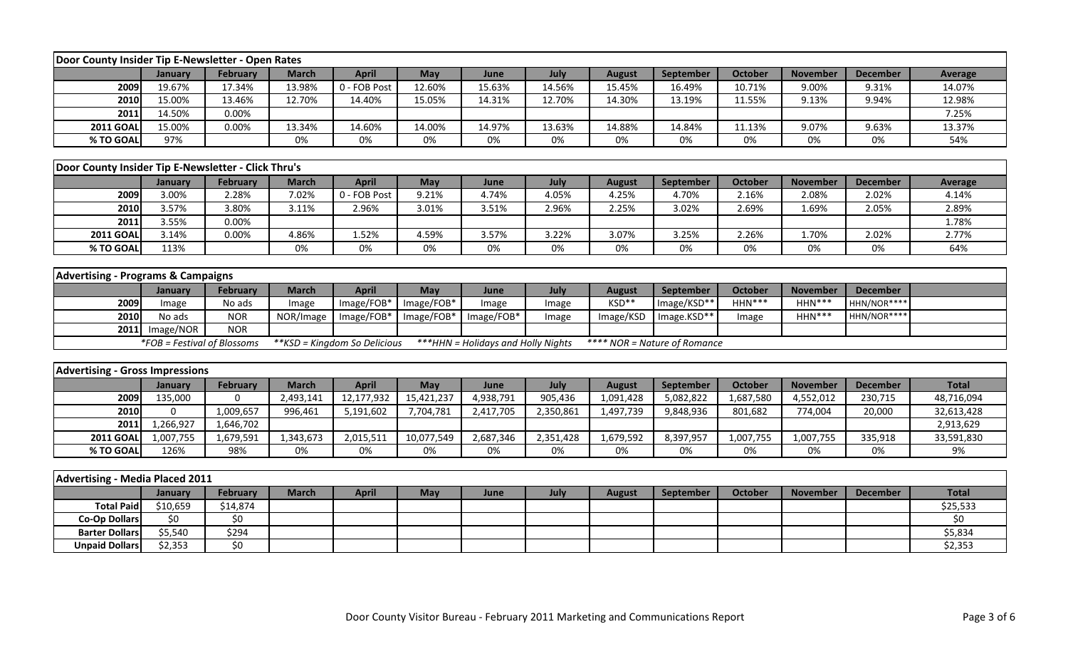| Door County Insider Tip E-Newsletter - Open Rates | | | | | | | | | | | | | |
|---|---|---|---|---|---|---|---|---|---|---|---|---|---|
| | January | February | March | April | May | June | July | August | September | October | November | December | Average |
| 2009 | 19.67% | 17.34% | 13.98% | 0 - FOB Post | 12.60% | 15.63% | 14.56% | 15.45% | 16.49% | 10.71% | 9.00% | 9.31% | 14.07% |
| 2010 | 15.00% | 13.46% | 12.70% | 14.40% | 15.05% | 14.31% | 12.70% | 14.30% | 13.19% | 11.55% | 9.13% | 9.94% | 12.98% |
| 2011 | 14.50% | 0.00% | | | | | | | | | | | 7.25% |
| 2011 GOAL | 15.00% | 0.00% | 13.34% | 14.60% | 14.00% | 14.97% | 13.63% | 14.88% | 14.84% | 11.13% | 9.07% | 9.63% | 13.37% |
| % TO GOAL | 97% | | 0% | 0% | 0% | 0% | 0% | 0% | 0% | 0% | 0% | 0% | 54% |

| Door County Insider Tip E-Newsletter - Click Thru's | | | | | | | | | | | | | |
|---|---|---|---|---|---|---|---|---|---|---|---|---|---|
| | January | February | March | April | May | June | July | August | September | October | November | December | Average |
| 2009 | 3.00% | 2.28% | 7.02% | 0 - FOB Post | 9.21% | 4.74% | 4.05% | 4.25% | 4.70% | 2.16% | 2.08% | 2.02% | 4.14% |
| 2010 | 3.57% | 3.80% | 3.11% | 2.96% | 3.01% | 3.51% | 2.96% | 2.25% | 3.02% | 2.69% | 1.69% | 2.05% | 2.89% |
| 2011 | 3.55% | 0.00% | | | | | | | | | | | 1.78% |
| 2011 GOAL | 3.14% | 0.00% | 4.86% | 1.52% | 4.59% | 3.57% | 3.22% | 3.07% | 3.25% | 2.26% | 1.70% | 2.02% | 2.77% |
| % TO GOAL | 113% | | 0% | 0% | 0% | 0% | 0% | 0% | 0% | 0% | 0% | 0% | 64% |

| Advertising - Programs & Campaigns | | | | | | | | | | | | | |
|---|---|---|---|---|---|---|---|---|---|---|---|---|---|
| | January | February | March | April | May | June | July | August | September | October | November | December | |
| 2009 | Image | No ads | Image | Image/FOB* | Image/FOB* | Image | Image | KSD** | Image/KSD** | HHN*** | HHN*** | HHN/NOR**** | |
| 2010 | No ads | NOR | NOR/Image | Image/FOB* | Image/FOB* | Image/FOB* | Image | Image/KSD | Image.KSD** | Image | HHN*** | HHN/NOR**** | |
| 2011 | Image/NOR | NOR | | | | | | | | | | | |
| | *FOB = Festival of Blossoms | | **KSD = Kingdom So Delicious | | | ***HHN = Holidays and Holly Nights | | **** NOR = Nature of Romance | | | | | |

| Advertising - Gross Impressions | | | | | | | | | | | | | |
|---|---|---|---|---|---|---|---|---|---|---|---|---|---|
| | January | February | March | April | May | June | July | August | September | October | November | December | Total |
| 2009 | 135,000 | 0 | 2,493,141 | 12,177,932 | 15,421,237 | 4,938,791 | 905,436 | 1,091,428 | 5,082,822 | 1,687,580 | 4,552,012 | 230,715 | 48,716,094 |
| 2010 | 0 | 1,009,657 | 996,461 | 5,191,602 | 7,704,781 | 2,417,705 | 2,350,861 | 1,497,739 | 9,848,936 | 801,682 | 774,004 | 20,000 | 32,613,428 |
| 2011 | 1,266,927 | 1,646,702 | | | | | | | | | | | 2,913,629 |
| 2011 GOAL | 1,007,755 | 1,679,591 | 1,343,673 | 2,015,511 | 10,077,549 | 2,687,346 | 2,351,428 | 1,679,592 | 8,397,957 | 1,007,755 | 1,007,755 | 335,918 | 33,591,830 |
| % TO GOAL | 126% | 98% | 0% | 0% | 0% | 0% | 0% | 0% | 0% | 0% | 0% | 0% | 9% |

| Advertising - Media Placed 2011 | | | | | | | | | | | | | |
|---|---|---|---|---|---|---|---|---|---|---|---|---|---|
| | January | February | March | April | May | June | July | August | September | October | November | December | Total |
| Total Paid | $10,659 | $14,874 | | | | | | | | | | | $25,533 |
| Co-Op Dollars | $0 | $0 | | | | | | | | | | | $0 |
| Barter Dollars | $5,540 | $294 | | | | | | | | | | | $5,834 |
| Unpaid Dollars | $2,353 | $0 | | | | | | | | | | | $2,353 |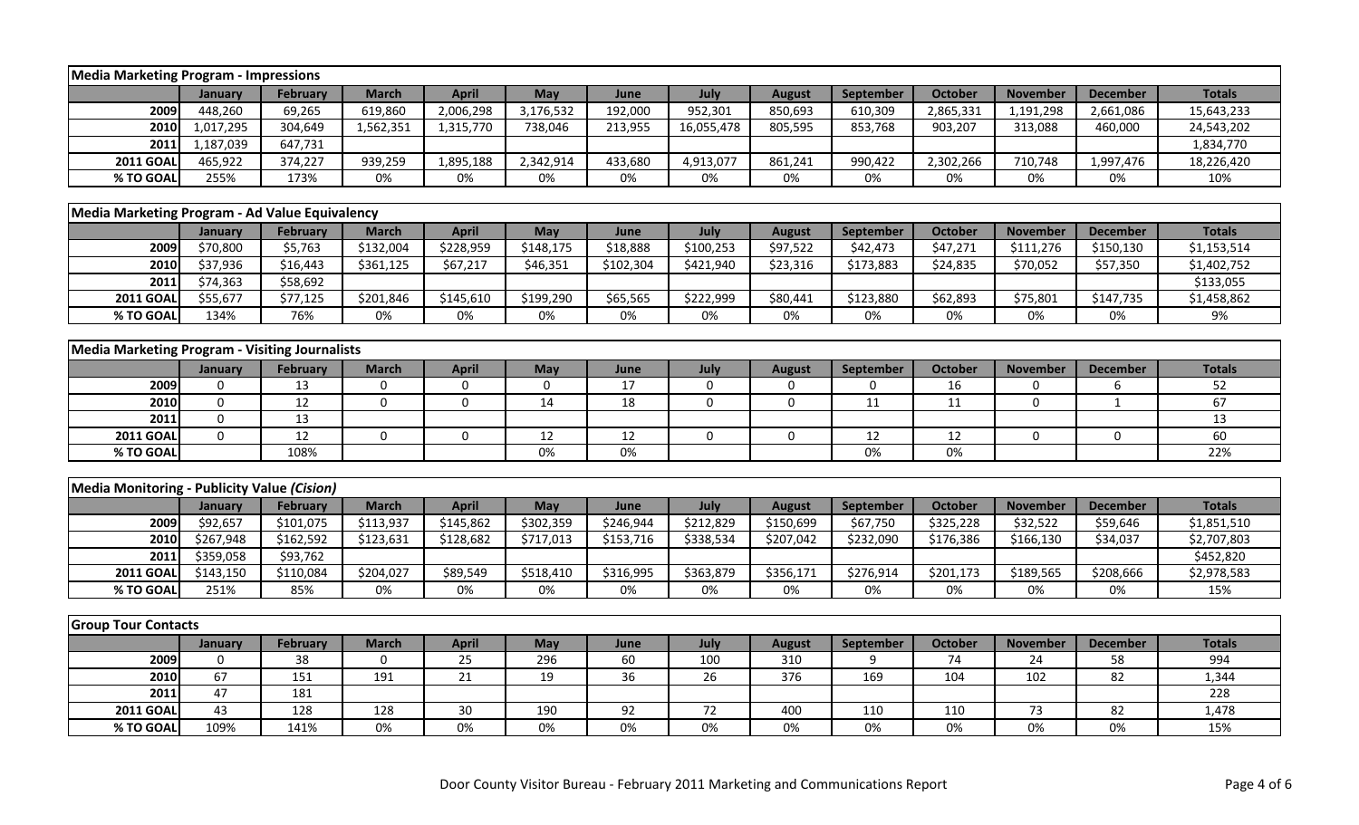| Media Marketing Program - Impressions | | | | | | | | | | | | | |
|---|---|---|---|---|---|---|---|---|---|---|---|---|---|
| | January | February | March | April | May | June | July | August | September | October | November | December | Totals |
| 2009 | 448,260 | 69,265 | 619,860 | 2,006,298 | 3,176,532 | 192,000 | 952,301 | 850,693 | 610,309 | 2,865,331 | 1,191,298 | 2,661,086 | 15,643,233 |
| 2010 | 1,017,295 | 304,649 | 1,562,351 | 1,315,770 | 738,046 | 213,955 | 16,055,478 | 805,595 | 853,768 | 903,207 | 313,088 | 460,000 | 24,543,202 |
| 2011 | 1,187,039 | 647,731 | | | | | | | | | | | 1,834,770 |
| 2011 GOAL | 465,922 | 374,227 | 939,259 | 1,895,188 | 2,342,914 | 433,680 | 4,913,077 | 861,241 | 990,422 | 2,302,266 | 710,748 | 1,997,476 | 18,226,420 |
| % TO GOAL | 255% | 173% | 0% | 0% | 0% | 0% | 0% | 0% | 0% | 0% | 0% | 0% | 10% |

| Media Marketing Program - Ad Value Equivalency | | | | | | | | | | | | | |
|---|---|---|---|---|---|---|---|---|---|---|---|---|---|
| | January | February | March | April | May | June | July | August | September | October | November | December | Totals |
| 2009 | $70,800 | $5,763 | $132,004 | $228,959 | $148,175 | $18,888 | $100,253 | $97,522 | $42,473 | $47,271 | $111,276 | $150,130 | $1,153,514 |
| 2010 | $37,936 | $16,443 | $361,125 | $67,217 | $46,351 | $102,304 | $421,940 | $23,316 | $173,883 | $24,835 | $70,052 | $57,350 | $1,402,752 |
| 2011 | $74,363 | $58,692 | | | | | | | | | | | $133,055 |
| 2011 GOAL | $55,677 | $77,125 | $201,846 | $145,610 | $199,290 | $65,565 | $222,999 | $80,441 | $123,880 | $62,893 | $75,801 | $147,735 | $1,458,862 |
| % TO GOAL | 134% | 76% | 0% | 0% | 0% | 0% | 0% | 0% | 0% | 0% | 0% | 0% | 9% |

| Media Marketing Program - Visiting Journalists | | | | | | | | | | | | | |
|---|---|---|---|---|---|---|---|---|---|---|---|---|---|
| | January | February | March | April | May | June | July | August | September | October | November | December | Totals |
| 2009 | 0 | 13 | 0 | 0 | 0 | 17 | 0 | 0 | 0 | 16 | 0 | 6 | 52 |
| 2010 | 0 | 12 | 0 | 0 | 14 | 18 | 0 | 0 | 11 | 11 | 0 | 1 | 67 |
| 2011 | 0 | 13 | | | | | | | | | | | 13 |
| 2011 GOAL | 0 | 12 | 0 | 0 | 12 | 12 | 0 | 0 | 12 | 12 | 0 | 0 | 60 |
| % TO GOAL | | 108% | | | 0% | 0% | | | 0% | 0% | | | 22% |

| Media Monitoring - Publicity Value *(Cision)* | | | | | | | | | | | | | |
|---|---|---|---|---|---|---|---|---|---|---|---|---|---|
| | January | February | March | April | May | June | July | August | September | October | November | December | Totals |
| 2009 | $92,657 | $101,075 | $113,937 | $145,862 | $302,359 | $246,944 | $212,829 | $150,699 | $67,750 | $325,228 | $32,522 | $59,646 | $1,851,510 |
| 2010 | $267,948 | $162,592 | $123,631 | $128,682 | $717,013 | $153,716 | $338,534 | $207,042 | $232,090 | $176,386 | $166,130 | $34,037 | $2,707,803 |
| 2011 | $359,058 | $93,762 | | | | | | | | | | | $452,820 |
| 2011 GOAL | $143,150 | $110,084 | $204,027 | $89,549 | $518,410 | $316,995 | $363,879 | $356,171 | $276,914 | $201,173 | $189,565 | $208,666 | $2,978,583 |
| % TO GOAL | 251% | 85% | 0% | 0% | 0% | 0% | 0% | 0% | 0% | 0% | 0% | 0% | 15% |

| Group Tour Contacts | | | | | | | | | | | | | |
|---|---|---|---|---|---|---|---|---|---|---|---|---|---|
| | January | February | March | April | May | June | July | August | September | October | November | December | Totals |
| 2009 | 0 | 38 | 0 | 25 | 296 | 60 | 100 | 310 | 9 | 74 | 24 | 58 | 994 |
| 2010 | 67 | 151 | 191 | 21 | 19 | 36 | 26 | 376 | 169 | 104 | 102 | 82 | 1,344 |
| 2011 | 47 | 181 | | | | | | | | | | | 228 |
| 2011 GOAL | 43 | 128 | 128 | 30 | 190 | 92 | 72 | 400 | 110 | 110 | 73 | 82 | 1,478 |
| % TO GOAL | 109% | 141% | 0% | 0% | 0% | 0% | 0% | 0% | 0% | 0% | 0% | 0% | 15% |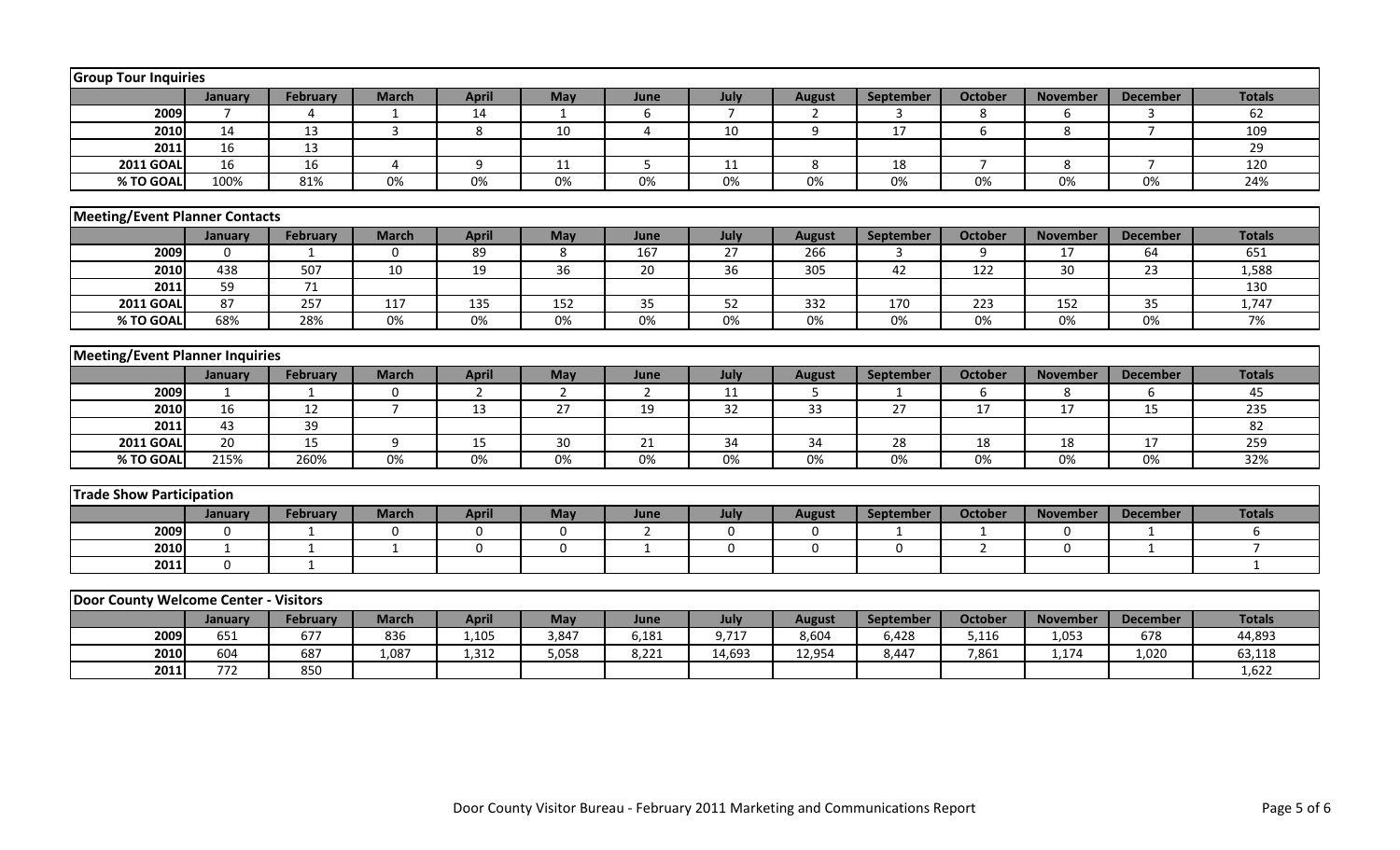| Group Tour Inquiries | | | | | | | | | | | | | |
|---|---|---|---|---|---|---|---|---|---|---|---|---|---|
| | January | February | March | April | May | June | July | August | September | October | November | December | Totals |
| 2009 | 7 | 4 | 1 | 14 | 1 | 6 | 7 | 2 | 3 | 8 | 6 | 3 | 62 |
| 2010 | 14 | 13 | 3 | 8 | 10 | 4 | 10 | 9 | 17 | 6 | 8 | 7 | 109 |
| 2011 | 16 | 13 | | | | | | | | | | | 29 |
| 2011 GOAL | 16 | 16 | 4 | 9 | 11 | 5 | 11 | 8 | 18 | 7 | 8 | 7 | 120 |
| % TO GOAL | 100% | 81% | 0% | 0% | 0% | 0% | 0% | 0% | 0% | 0% | 0% | 0% | 24% |

| Meeting/Event Planner Contacts | | | | | | | | | | | | | |
|---|---|---|---|---|---|---|---|---|---|---|---|---|---|
| | January | February | March | April | May | June | July | August | September | October | November | December | Totals |
| 2009 | 0 | 1 | 0 | 89 | 8 | 167 | 27 | 266 | 3 | 9 | 17 | 64 | 651 |
| 2010 | 438 | 507 | 10 | 19 | 36 | 20 | 36 | 305 | 42 | 122 | 30 | 23 | 1,588 |
| 2011 | 59 | 71 | | | | | | | | | | | 130 |
| 2011 GOAL | 87 | 257 | 117 | 135 | 152 | 35 | 52 | 332 | 170 | 223 | 152 | 35 | 1,747 |
| % TO GOAL | 68% | 28% | 0% | 0% | 0% | 0% | 0% | 0% | 0% | 0% | 0% | 0% | 7% |

| Meeting/Event Planner Inquiries | | | | | | | | | | | | | |
|---|---|---|---|---|---|---|---|---|---|---|---|---|---|
| | January | February | March | April | May | June | July | August | September | October | November | December | Totals |
| 2009 | 1 | 1 | 0 | 2 | 2 | 2 | 11 | 5 | 1 | 6 | 8 | 6 | 45 |
| 2010 | 16 | 12 | 7 | 13 | 27 | 19 | 32 | 33 | 27 | 17 | 17 | 15 | 235 |
| 2011 | 43 | 39 | | | | | | | | | | | 82 |
| 2011 GOAL | 20 | 15 | 9 | 15 | 30 | 21 | 34 | 34 | 28 | 18 | 18 | 17 | 259 |
| % TO GOAL | 215% | 260% | 0% | 0% | 0% | 0% | 0% | 0% | 0% | 0% | 0% | 0% | 32% |

| Trade Show Participation | | | | | | | | | | | | | |
|---|---|---|---|---|---|---|---|---|---|---|---|---|---|
| | January | February | March | April | May | June | July | August | September | October | November | December | Totals |
| 2009 | 0 | 1 | 0 | 0 | 0 | 2 | 0 | 0 | 1 | 1 | 0 | 1 | 6 |
| 2010 | 1 | 1 | 1 | 0 | 0 | 1 | 0 | 0 | 0 | 2 | 0 | 1 | 7 |
| 2011 | 0 | 1 | | | | | | | | | | | 1 |

| Door County Welcome Center - Visitors | | | | | | | | | | | | | |
|---|---|---|---|---|---|---|---|---|---|---|---|---|---|
| | January | February | March | April | May | June | July | August | September | October | November | December | Totals |
| 2009 | 651 | 677 | 836 | 1,105 | 3,847 | 6,181 | 9,717 | 8,604 | 6,428 | 5,116 | 1,053 | 678 | 44,893 |
| 2010 | 604 | 687 | 1,087 | 1,312 | 5,058 | 8,221 | 14,693 | 12,954 | 8,447 | 7,861 | 1,174 | 1,020 | 63,118 |
| 2011 | 772 | 850 | | | | | | | | | | | 1,622 |

Door County Visitor Bureau - February 2011 Marketing and Communications Report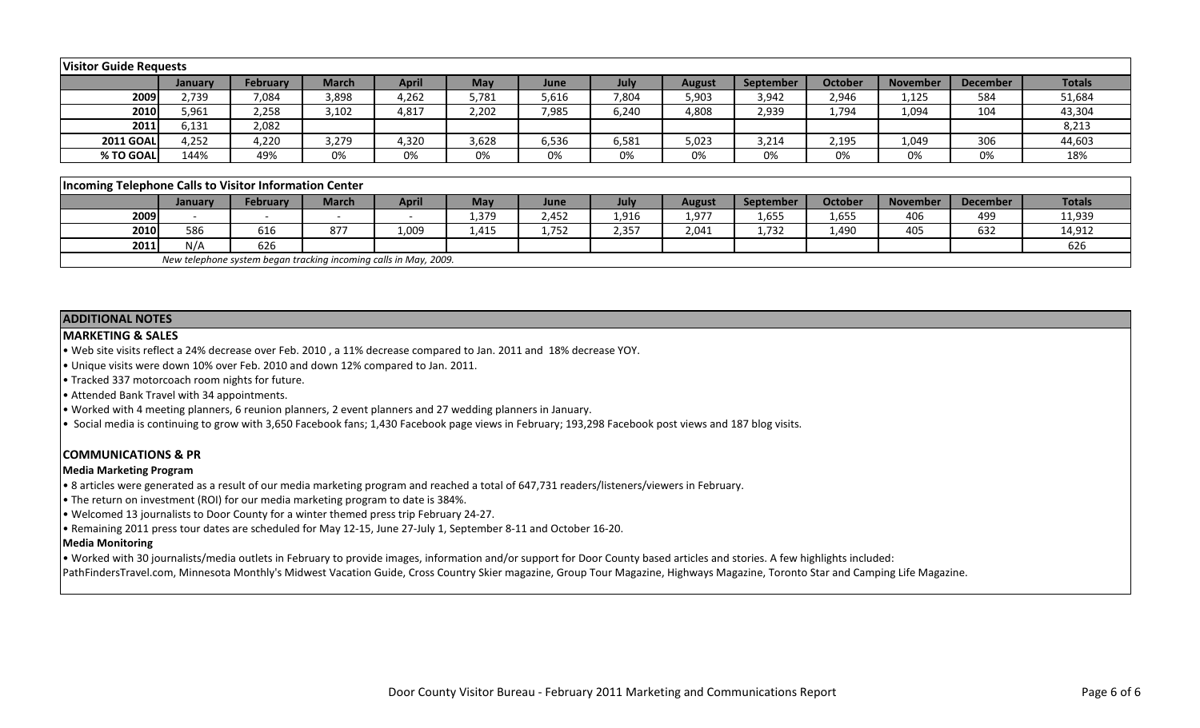**Visitor Guide Requests**

| | January | February | March | April | May | June | July | August | September | October | November | December | Totals |
|---|---|---|---|---|---|---|---|---|---|---|---|---|---|
| **2009** | 2,739 | 7,084 | 3,898 | 4,262 | 5,781 | 5,616 | 7,804 | 5,903 | 3,942 | 2,946 | 1,125 | 584 | 51,684 |
| **2010** | 5,961 | 2,258 | 3,102 | 4,817 | 2,202 | 7,985 | 6,240 | 4,808 | 2,939 | 1,794 | 1,094 | 104 | 43,304 |
| **2011** | 6,131 | 2,082 | | | | | | | | | | | 8,213 |
| **2011 GOAL** | 4,252 | 4,220 | 3,279 | 4,320 | 3,628 | 6,536 | 6,581 | 5,023 | 3,214 | 2,195 | 1,049 | 306 | 44,603 |
| **% TO GOAL** | 144% | 49% | 0% | 0% | 0% | 0% | 0% | 0% | 0% | 0% | 0% | 0% | 18% |

**Incoming Telephone Calls to Visitor Information Center**

| | January | February | March | April | May | June | July | August | September | October | November | December | Totals |
|---|---|---|---|---|---|---|---|---|---|---|---|---|---|
| **2009** | - | - | - | - | 1,379 | 2,452 | 1,916 | 1,977 | 1,655 | 1,655 | 406 | 499 | 11,939 |
| **2010** | 586 | 616 | 877 | 1,009 | 1,415 | 1,752 | 2,357 | 2,041 | 1,732 | 1,490 | 405 | 632 | 14,912 |
| **2011** | N/A | 626 | | | | | | | | | | | 626 |

*New telephone system began tracking incoming calls in May, 2009.*

## ADDITIONAL NOTES

### MARKETING & SALES

- Web site visits reflect a 24% decrease over Feb. 2010 , a 11% decrease compared to Jan. 2011 and 18% decrease YOY.
- Unique visits were down 10% over Feb. 2010 and down 12% compared to Jan. 2011.
- Tracked 337 motorcoach room nights for future.
- Attended Bank Travel with 34 appointments.
- Worked with 4 meeting planners, 6 reunion planners, 2 event planners and 27 wedding planners in January.
- Social media is continuing to grow with 3,650 Facebook fans; 1,430 Facebook page views in February; 193,298 Facebook post views and 187 blog visits.

### COMMUNICATIONS & PR

**Media Marketing Program**

- 8 articles were generated as a result of our media marketing program and reached a total of 647,731 readers/listeners/viewers in February.
- The return on investment (ROI) for our media marketing program to date is 384%.
- Welcomed 13 journalists to Door County for a winter themed press trip February 24-27.
- Remaining 2011 press tour dates are scheduled for May 12-15, June 27-July 1, September 8-11 and October 16-20.

**Media Monitoring**

- Worked with 30 journalists/media outlets in February to provide images, information and/or support for Door County based articles and stories. A few highlights included:

PathFindersTravel.com, Minnesota Monthly's Midwest Vacation Guide, Cross Country Skier magazine, Group Tour Magazine, Highways Magazine, Toronto Star and Camping Life Magazine.